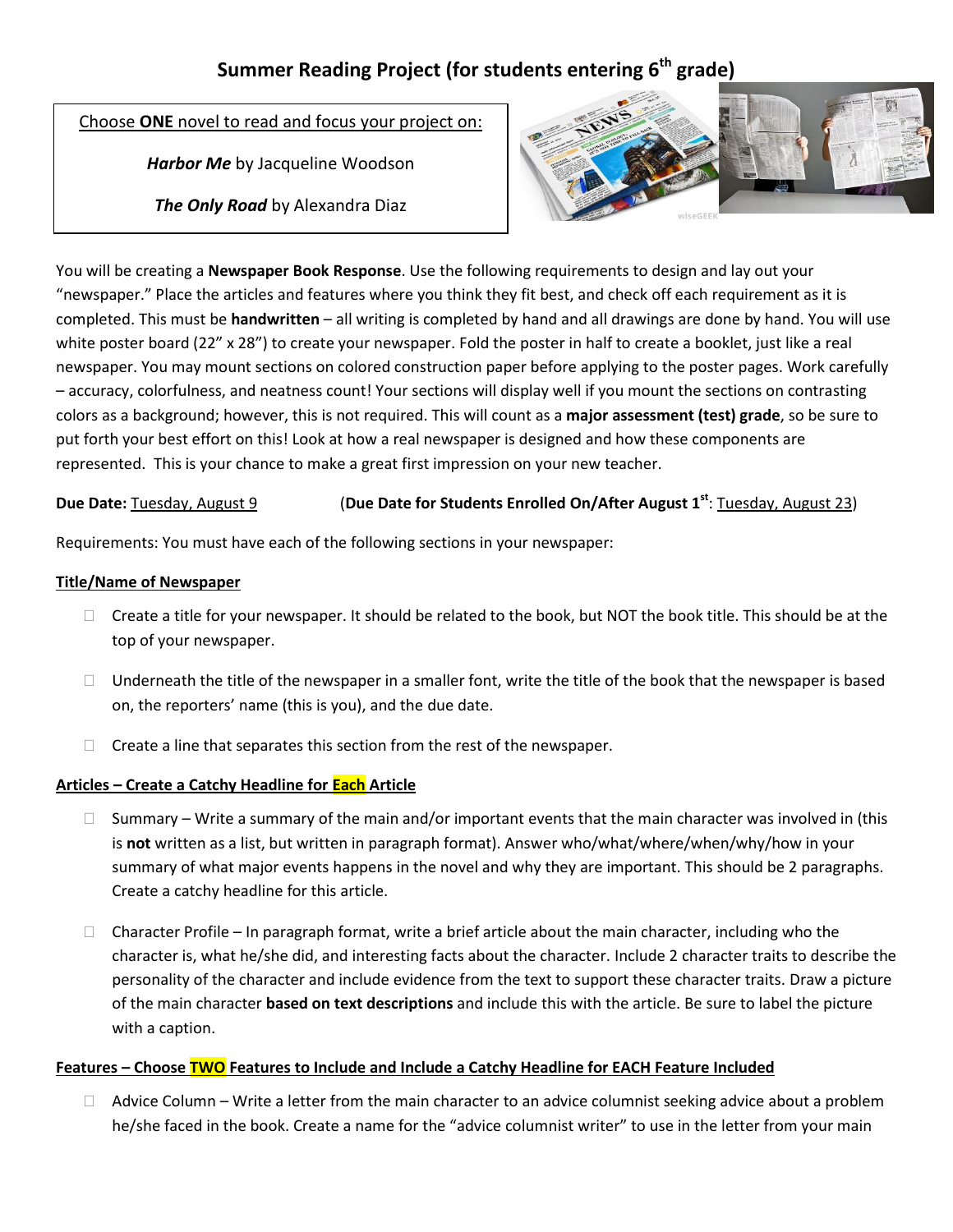# Summary Reading Project (for students entering 6th grade)

Choose **ONE** novel to read and focus your project on:

***Harbor Me*** by Jacqueline Woodson

***The Only Road*** by Alexandra Diaz

You will be creating a **Newspaper Book Response**. Use the following requirements to design and lay out your "newspaper." Place the articles and features where you think they fit best, and check off each requirement as it is completed. This must be **handwritten** – all writing is completed by hand and all drawings are done by hand. You will use white poster board (22" x 28") to create your newspaper. Fold the poster in half to create a booklet, just like a real newspaper. You may mount sections on colored construction paper before applying to the poster pages. Work carefully – accuracy, colorfulness, and neatness count! Your sections will display well if you mount the sections on contrasting colors as a background; however, this is not required. This will count as a **major assessment (test) grade**, so be sure to put forth your best effort on this! Look at how a real newspaper is designed and how these components are represented. This is your chance to make a great first impression on your new teacher.

**Due Date:** Tuesday, August 9 (**Due Date for Students Enrolled On/After August 1st**: Tuesday, August 23)

Requirements: You must have each of the following sections in your newspaper:

## Title/Name of Newspaper

- ☐ Create a title for your newspaper. It should be related to the book, but NOT the book title. This should be at the top of your newspaper.
- ☐ Underneath the title of the newspaper in a smaller font, write the title of the book that the newspaper is based on, the reporters' name (this is you), and the due date.
- ☐ Create a line that separates this section from the rest of the newspaper.

## Articles – Create a Catchy Headline for Each Article

- ☐ Summary – Write a summary of the main and/or important events that the main character was involved in (this is **not** written as a list, but written in paragraph format). Answer who/what/where/when/why/how in your summary of what major events happens in the novel and why they are important. This should be 2 paragraphs. Create a catchy headline for this article.
- ☐ Character Profile – In paragraph format, write a brief article about the main character, including who the character is, what he/she did, and interesting facts about the character. Include 2 character traits to describe the personality of the character and include evidence from the text to support these character traits. Draw a picture of the main character **based on text descriptions** and include this with the article. Be sure to label the picture with a caption.

## Features – Choose TWO Features to Include and Include a Catchy Headline for EACH Feature Included

- ☐ Advice Column – Write a letter from the main character to an advice columnist seeking advice about a problem he/she faced in the book. Create a name for the "advice columnist writer" to use in the letter from your main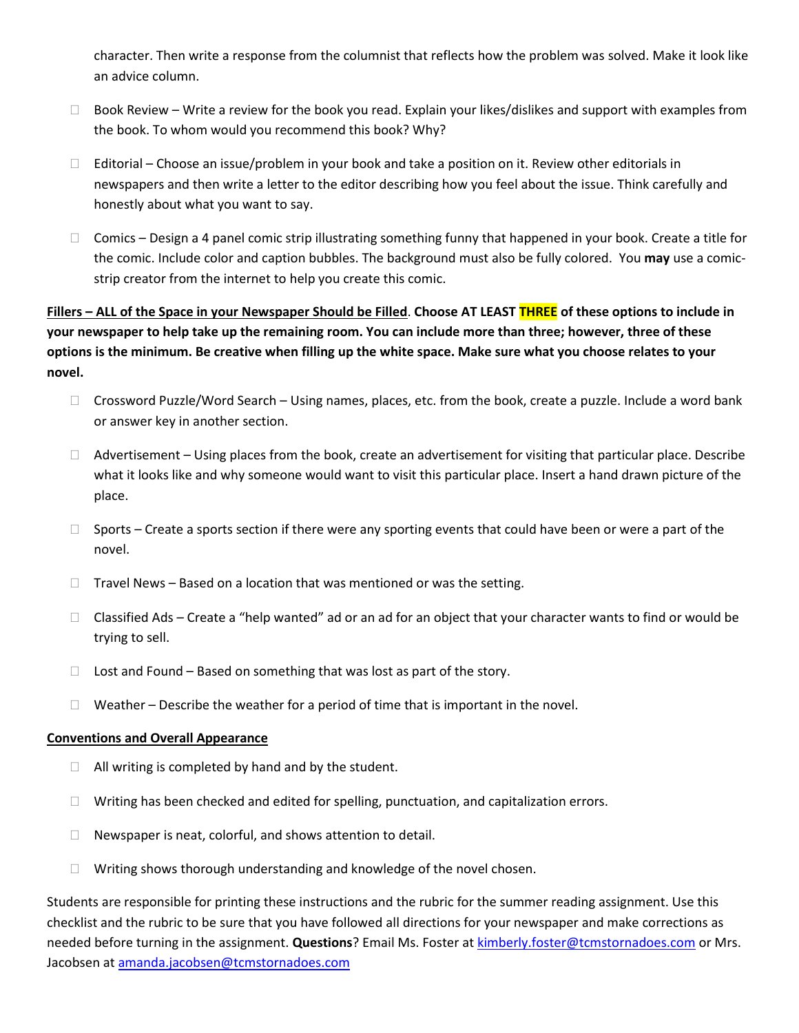character. Then write a response from the columnist that reflects how the problem was solved. Make it look like an advice column.

- Book Review – Write a review for the book you read. Explain your likes/dislikes and support with examples from the book. To whom would you recommend this book? Why?
- Editorial – Choose an issue/problem in your book and take a position on it. Review other editorials in newspapers and then write a letter to the editor describing how you feel about the issue. Think carefully and honestly about what you want to say.
- Comics – Design a 4 panel comic strip illustrating something funny that happened in your book. Create a title for the comic. Include color and caption bubbles. The background must also be fully colored. You **may** use a comic-strip creator from the internet to help you create this comic.

**Fillers – ALL of the Space in your Newspaper Should be Filled. Choose AT LEAST THREE of these options to include in your newspaper to help take up the remaining room. You can include more than three; however, three of these options is the minimum. Be creative when filling up the white space. Make sure what you choose relates to your novel.**

- Crossword Puzzle/Word Search – Using names, places, etc. from the book, create a puzzle. Include a word bank or answer key in another section.
- Advertisement – Using places from the book, create an advertisement for visiting that particular place. Describe what it looks like and why someone would want to visit this particular place. Insert a hand drawn picture of the place.
- Sports – Create a sports section if there were any sporting events that could have been or were a part of the novel.
- Travel News – Based on a location that was mentioned or was the setting.
- Classified Ads – Create a "help wanted" ad or an ad for an object that your character wants to find or would be trying to sell.
- Lost and Found – Based on something that was lost as part of the story.
- Weather – Describe the weather for a period of time that is important in the novel.

**Conventions and Overall Appearance**

- All writing is completed by hand and by the student.
- Writing has been checked and edited for spelling, punctuation, and capitalization errors.
- Newspaper is neat, colorful, and shows attention to detail.
- Writing shows thorough understanding and knowledge of the novel chosen.

Students are responsible for printing these instructions and the rubric for the summer reading assignment. Use this checklist and the rubric to be sure that you have followed all directions for your newspaper and make corrections as needed before turning in the assignment. **Questions**? Email Ms. Foster at kimberly.foster@tcmstornadoes.com or Mrs. Jacobsen at amanda.jacobsen@tcmstornadoes.com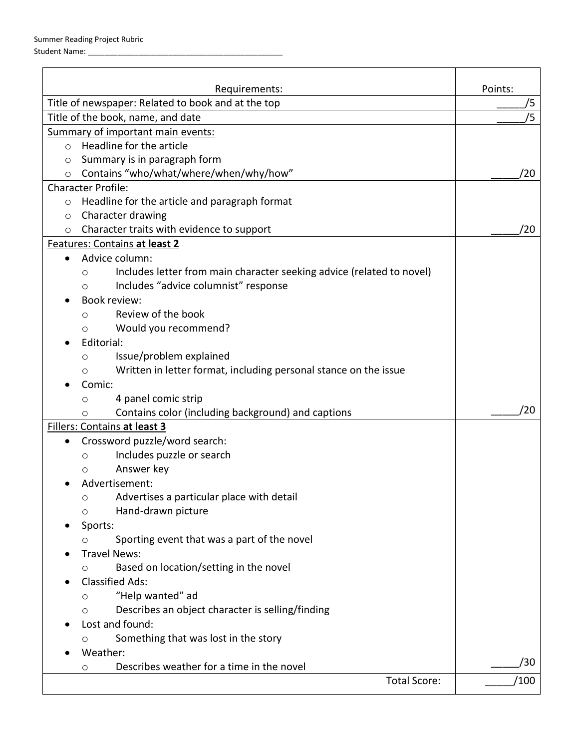Summer Reading Project Rubric

Student Name: _____________________________________________

| Requirements: | Points: |
|---|---|
| Title of newspaper: Related to book and at the top | _____/5 |
| Title of the book, name, and date | _____/5 |
| Summary of important main events:<br>◦ Headline for the article<br>◦ Summary is in paragraph form<br>◦ Contains "who/what/where/when/why/how" | _____/20 |
| Character Profile:<br>◦ Headline for the article and paragraph format<br>◦ Character drawing<br>◦ Character traits with evidence to support | _____/20 |
| Features: Contains **at least 2**<br>• Advice column:<br>◦ Includes letter from main character seeking advice (related to novel)<br>◦ Includes "advice columnist" response<br>• Book review:<br>◦ Review of the book<br>◦ Would you recommend?<br>• Editorial:<br>◦ Issue/problem explained<br>◦ Written in letter format, including personal stance on the issue<br>• Comic:<br>◦ 4 panel comic strip<br>◦ Contains color (including background) and captions | _____/20 |
| Fillers: Contains **at least 3**<br>• Crossword puzzle/word search:<br>◦ Includes puzzle or search<br>◦ Answer key<br>• Advertisement:<br>◦ Advertises a particular place with detail<br>◦ Hand-drawn picture<br>• Sports:<br>◦ Sporting event that was a part of the novel<br>• Travel News:<br>◦ Based on location/setting in the novel<br>• Classified Ads:<br>◦ "Help wanted" ad<br>◦ Describes an object character is selling/finding<br>• Lost and found:<br>◦ Something that was lost in the story<br>• Weather:<br>◦ Describes weather for a time in the novel | _____/30 |
| Total Score: | _____/100 |